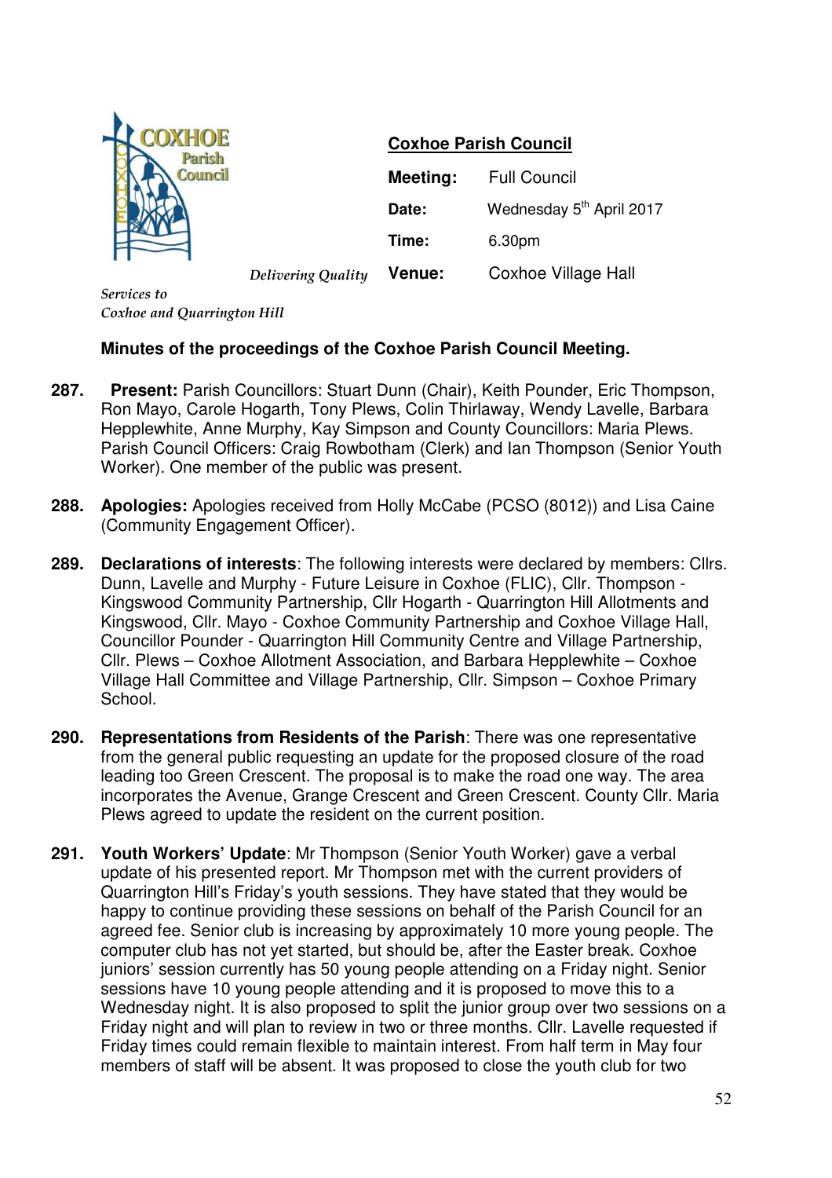**COXHOE Parish Council**

*Delivering Quality Services to Coxhoe and Quarrington Hill*

**Coxhoe Parish Council**

| | |
|---|---|
| **Meeting:** | Full Council |
| **Date:** | Wednesday 5th April 2017 |
| **Time:** | 6.30pm |
| **Venue:** | Coxhoe Village Hall |

**Minutes of the proceedings of the Coxhoe Parish Council Meeting.**

**287.** **Present:** Parish Councillors: Stuart Dunn (Chair), Keith Pounder, Eric Thompson, Ron Mayo, Carole Hogarth, Tony Plews, Colin Thirlaway, Wendy Lavelle, Barbara Hepplewhite, Anne Murphy, Kay Simpson and County Councillors: Maria Plews. Parish Council Officers: Craig Rowbotham (Clerk) and Ian Thompson (Senior Youth Worker). One member of the public was present.

**288.** **Apologies:** Apologies received from Holly McCabe (PCSO (8012)) and Lisa Caine (Community Engagement Officer).

**289.** **Declarations of interests**: The following interests were declared by members: Cllrs. Dunn, Lavelle and Murphy - Future Leisure in Coxhoe (FLIC), Cllr. Thompson - Kingswood Community Partnership, Cllr Hogarth - Quarrington Hill Allotments and Kingswood, Cllr. Mayo - Coxhoe Community Partnership and Coxhoe Village Hall, Councillor Pounder - Quarrington Hill Community Centre and Village Partnership, Cllr. Plews – Coxhoe Allotment Association, and Barbara Hepplewhite – Coxhoe Village Hall Committee and Village Partnership, Cllr. Simpson – Coxhoe Primary School.

**290.** **Representations from Residents of the Parish**: There was one representative from the general public requesting an update for the proposed closure of the road leading too Green Crescent. The proposal is to make the road one way. The area incorporates the Avenue, Grange Crescent and Green Crescent. County Cllr. Maria Plews agreed to update the resident on the current position.

**291.** **Youth Workers' Update**: Mr Thompson (Senior Youth Worker) gave a verbal update of his presented report. Mr Thompson met with the current providers of Quarrington Hill's Friday's youth sessions. They have stated that they would be happy to continue providing these sessions on behalf of the Parish Council for an agreed fee. Senior club is increasing by approximately 10 more young people. The computer club has not yet started, but should be, after the Easter break. Coxhoe juniors' session currently has 50 young people attending on a Friday night. Senior sessions have 10 young people attending and it is proposed to move this to a Wednesday night. It is also proposed to split the junior group over two sessions on a Friday night and will plan to review in two or three months. Cllr. Lavelle requested if Friday times could remain flexible to maintain interest. From half term in May four members of staff will be absent. It was proposed to close the youth club for two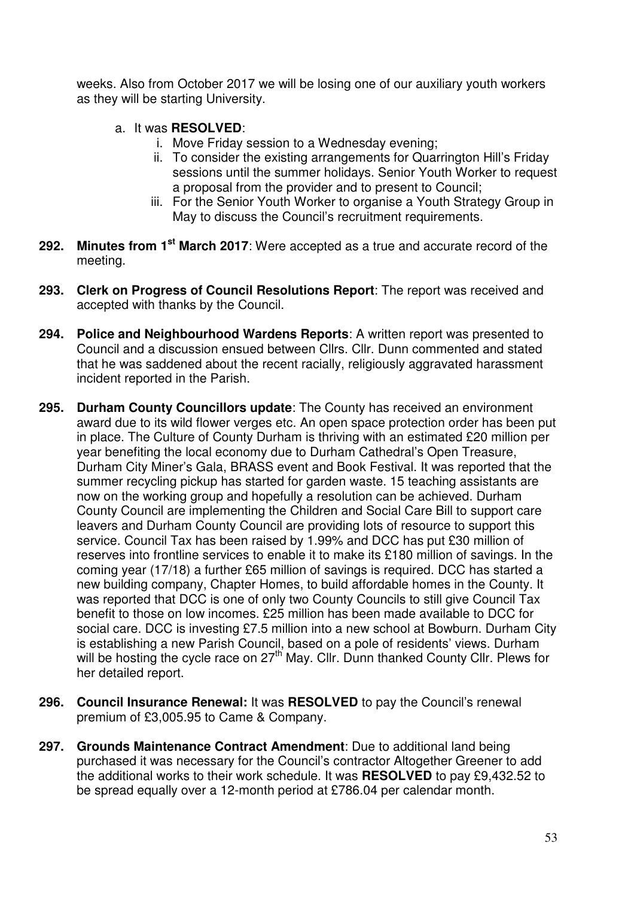weeks. Also from October 2017 we will be losing one of our auxiliary youth workers as they will be starting University.

a. It was **RESOLVED**:
   i. Move Friday session to a Wednesday evening;
   ii. To consider the existing arrangements for Quarrington Hill's Friday sessions until the summer holidays. Senior Youth Worker to request a proposal from the provider and to present to Council;
   iii. For the Senior Youth Worker to organise a Youth Strategy Group in May to discuss the Council's recruitment requirements.

**292. Minutes from 1st March 2017**: Were accepted as a true and accurate record of the meeting.

**293. Clerk on Progress of Council Resolutions Report**: The report was received and accepted with thanks by the Council.

**294. Police and Neighbourhood Wardens Reports**: A written report was presented to Council and a discussion ensued between Cllrs. Cllr. Dunn commented and stated that he was saddened about the recent racially, religiously aggravated harassment incident reported in the Parish.

**295. Durham County Councillors update**: The County has received an environment award due to its wild flower verges etc. An open space protection order has been put in place. The Culture of County Durham is thriving with an estimated £20 million per year benefiting the local economy due to Durham Cathedral's Open Treasure, Durham City Miner's Gala, BRASS event and Book Festival. It was reported that the summer recycling pickup has started for garden waste. 15 teaching assistants are now on the working group and hopefully a resolution can be achieved. Durham County Council are implementing the Children and Social Care Bill to support care leavers and Durham County Council are providing lots of resource to support this service. Council Tax has been raised by 1.99% and DCC has put £30 million of reserves into frontline services to enable it to make its £180 million of savings. In the coming year (17/18) a further £65 million of savings is required. DCC has started a new building company, Chapter Homes, to build affordable homes in the County. It was reported that DCC is one of only two County Councils to still give Council Tax benefit to those on low incomes. £25 million has been made available to DCC for social care. DCC is investing £7.5 million into a new school at Bowburn. Durham City is establishing a new Parish Council, based on a pole of residents' views. Durham will be hosting the cycle race on 27th May. Cllr. Dunn thanked County Cllr. Plews for her detailed report.

**296. Council Insurance Renewal:** It was **RESOLVED** to pay the Council's renewal premium of £3,005.95 to Came & Company.

**297. Grounds Maintenance Contract Amendment**: Due to additional land being purchased it was necessary for the Council's contractor Altogether Greener to add the additional works to their work schedule. It was **RESOLVED** to pay £9,432.52 to be spread equally over a 12-month period at £786.04 per calendar month.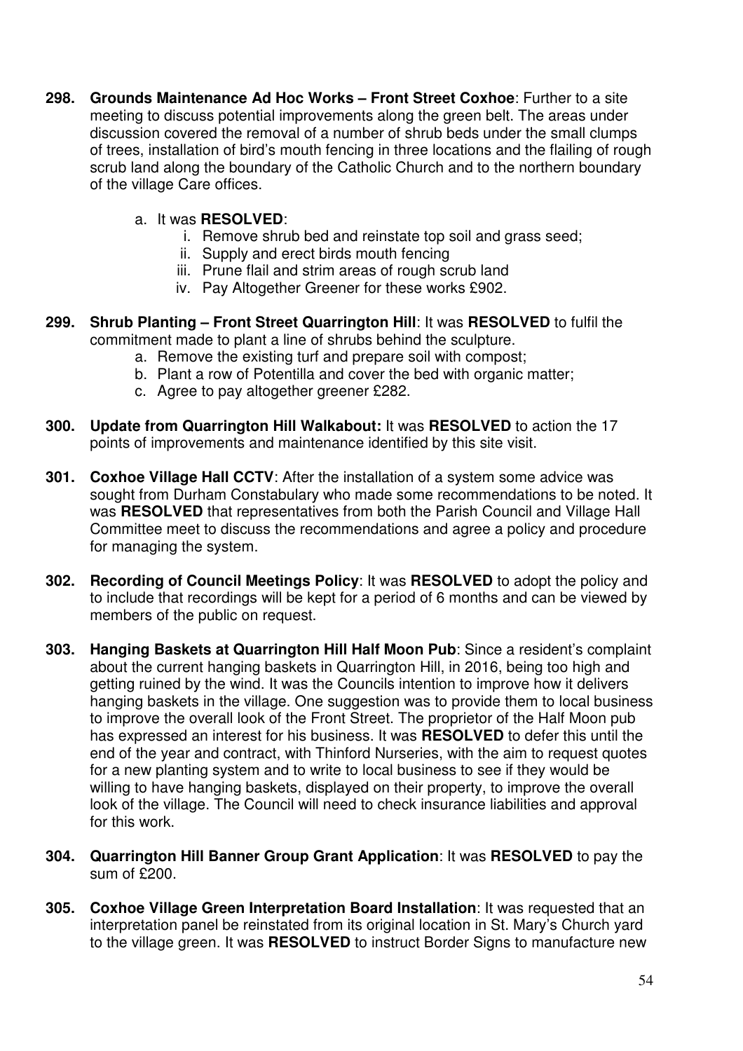**298. Grounds Maintenance Ad Hoc Works – Front Street Coxhoe**: Further to a site meeting to discuss potential improvements along the green belt. The areas under discussion covered the removal of a number of shrub beds under the small clumps of trees, installation of bird's mouth fencing in three locations and the flailing of rough scrub land along the boundary of the Catholic Church and to the northern boundary of the village Care offices.

a. It was **RESOLVED**:
   i. Remove shrub bed and reinstate top soil and grass seed;
   ii. Supply and erect birds mouth fencing
   iii. Prune flail and strim areas of rough scrub land
   iv. Pay Altogether Greener for these works £902.

**299. Shrub Planting – Front Street Quarrington Hill**: It was **RESOLVED** to fulfil the commitment made to plant a line of shrubs behind the sculpture.

a. Remove the existing turf and prepare soil with compost;
b. Plant a row of Potentilla and cover the bed with organic matter;
c. Agree to pay altogether greener £282.

**300. Update from Quarrington Hill Walkabout:** It was **RESOLVED** to action the 17 points of improvements and maintenance identified by this site visit.

**301. Coxhoe Village Hall CCTV**: After the installation of a system some advice was sought from Durham Constabulary who made some recommendations to be noted. It was **RESOLVED** that representatives from both the Parish Council and Village Hall Committee meet to discuss the recommendations and agree a policy and procedure for managing the system.

**302. Recording of Council Meetings Policy**: It was **RESOLVED** to adopt the policy and to include that recordings will be kept for a period of 6 months and can be viewed by members of the public on request.

**303. Hanging Baskets at Quarrington Hill Half Moon Pub**: Since a resident's complaint about the current hanging baskets in Quarrington Hill, in 2016, being too high and getting ruined by the wind. It was the Councils intention to improve how it delivers hanging baskets in the village. One suggestion was to provide them to local business to improve the overall look of the Front Street. The proprietor of the Half Moon pub has expressed an interest for his business. It was **RESOLVED** to defer this until the end of the year and contract, with Thinford Nurseries, with the aim to request quotes for a new planting system and to write to local business to see if they would be willing to have hanging baskets, displayed on their property, to improve the overall look of the village. The Council will need to check insurance liabilities and approval for this work.

**304. Quarrington Hill Banner Group Grant Application**: It was **RESOLVED** to pay the sum of £200.

**305. Coxhoe Village Green Interpretation Board Installation**: It was requested that an interpretation panel be reinstated from its original location in St. Mary's Church yard to the village green. It was **RESOLVED** to instruct Border Signs to manufacture new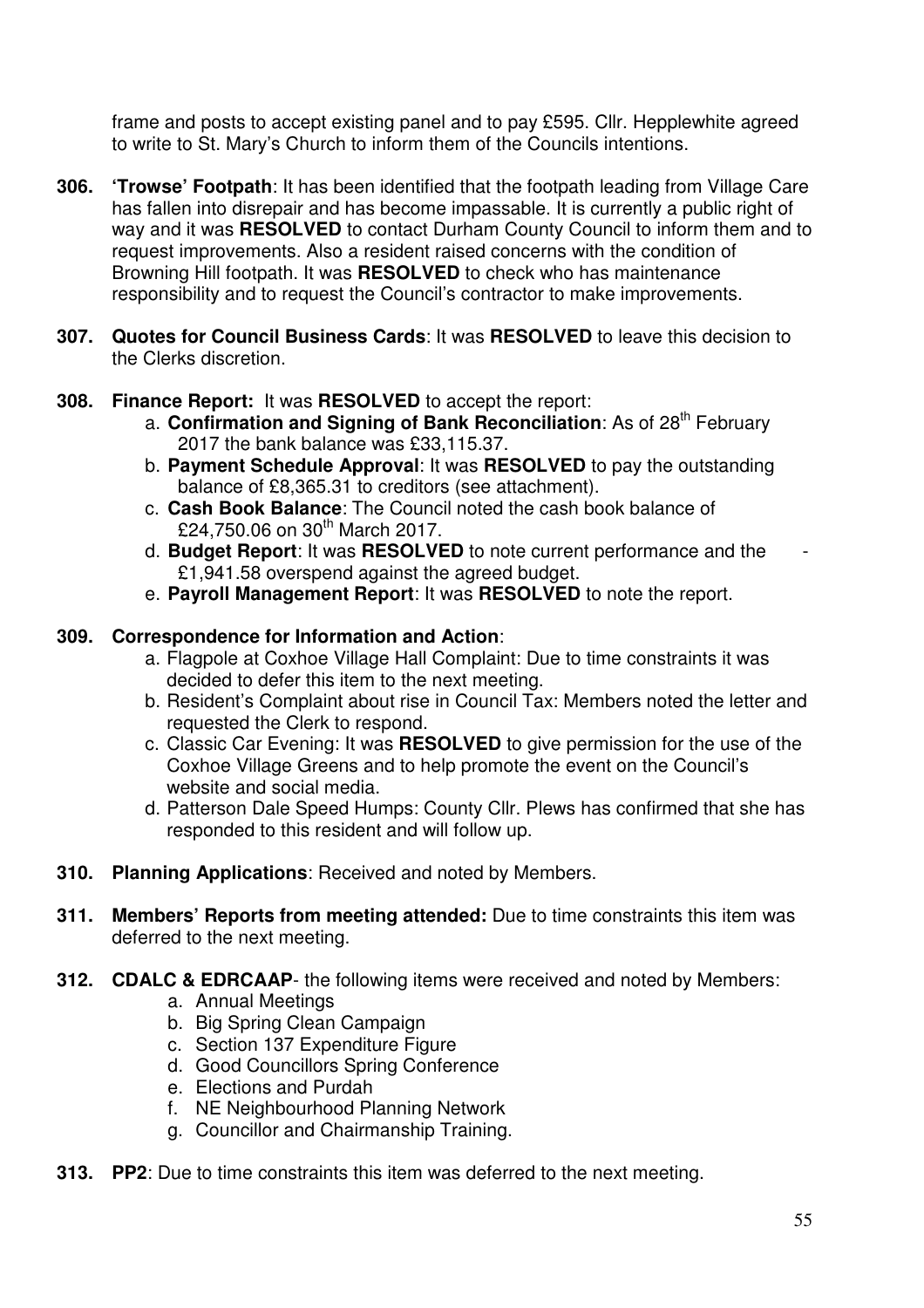frame and posts to accept existing panel and to pay £595. Cllr. Hepplewhite agreed to write to St. Mary's Church to inform them of the Councils intentions.

**306. 'Trowse' Footpath**: It has been identified that the footpath leading from Village Care has fallen into disrepair and has become impassable. It is currently a public right of way and it was **RESOLVED** to contact Durham County Council to inform them and to request improvements. Also a resident raised concerns with the condition of Browning Hill footpath. It was **RESOLVED** to check who has maintenance responsibility and to request the Council's contractor to make improvements.

**307. Quotes for Council Business Cards**: It was **RESOLVED** to leave this decision to the Clerks discretion.

**308. Finance Report:** It was **RESOLVED** to accept the report:

a. **Confirmation and Signing of Bank Reconciliation**: As of 28th February 2017 the bank balance was £33,115.37.
b. **Payment Schedule Approval**: It was **RESOLVED** to pay the outstanding balance of £8,365.31 to creditors (see attachment).
c. **Cash Book Balance**: The Council noted the cash book balance of £24,750.06 on 30th March 2017.
d. **Budget Report**: It was **RESOLVED** to note current performance and the - £1,941.58 overspend against the agreed budget.
e. **Payroll Management Report**: It was **RESOLVED** to note the report.

**309. Correspondence for Information and Action**:

a. Flagpole at Coxhoe Village Hall Complaint: Due to time constraints it was decided to defer this item to the next meeting.
b. Resident's Complaint about rise in Council Tax: Members noted the letter and requested the Clerk to respond.
c. Classic Car Evening: It was **RESOLVED** to give permission for the use of the Coxhoe Village Greens and to help promote the event on the Council's website and social media.
d. Patterson Dale Speed Humps: County Cllr. Plews has confirmed that she has responded to this resident and will follow up.

**310. Planning Applications**: Received and noted by Members.

**311. Members' Reports from meeting attended:** Due to time constraints this item was deferred to the next meeting.

**312. CDALC & EDRCAAP**- the following items were received and noted by Members:

a. Annual Meetings
b. Big Spring Clean Campaign
c. Section 137 Expenditure Figure
d. Good Councillors Spring Conference
e. Elections and Purdah
f. NE Neighbourhood Planning Network
g. Councillor and Chairmanship Training.

**313. PP2**: Due to time constraints this item was deferred to the next meeting.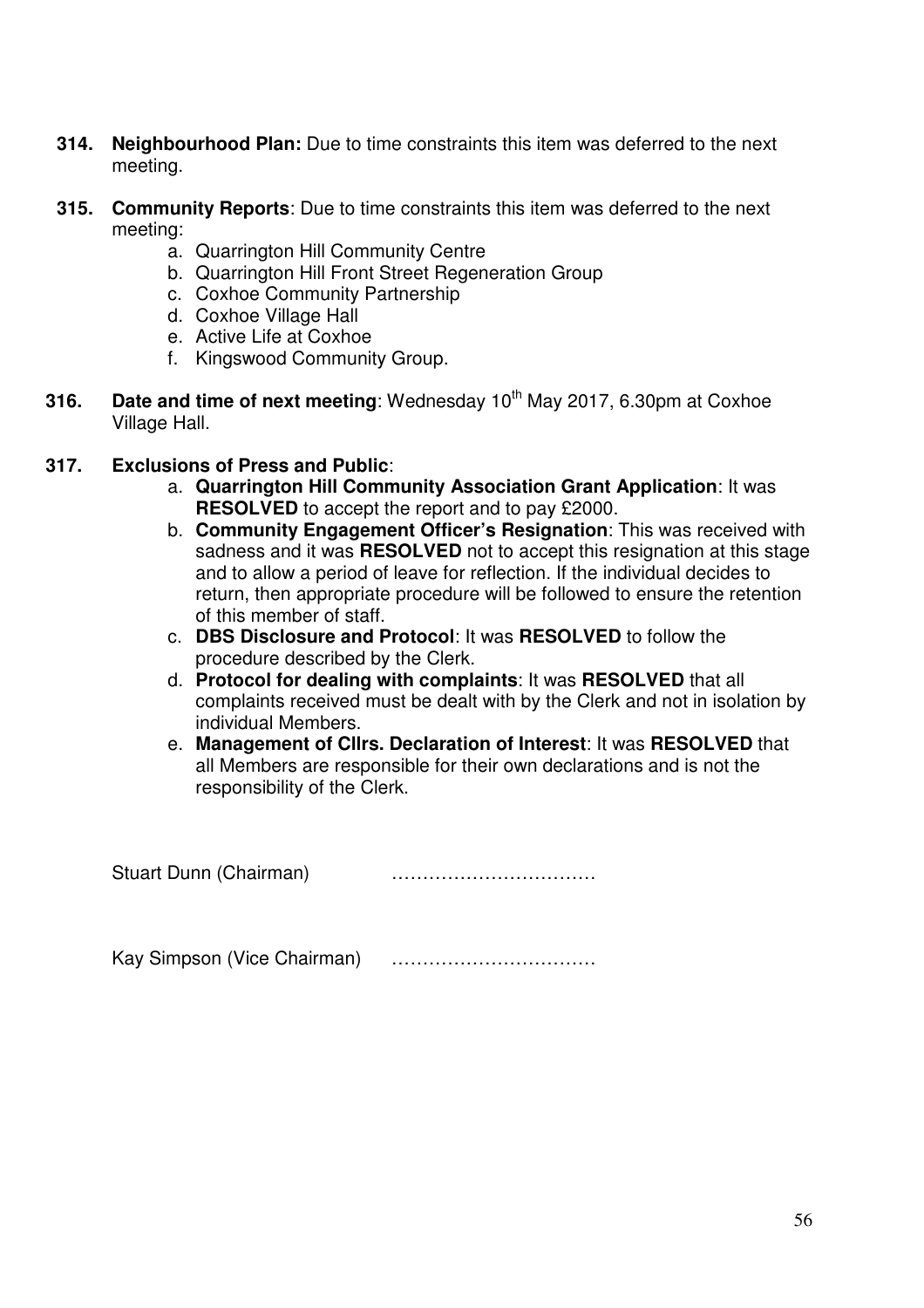**314. Neighbourhood Plan:** Due to time constraints this item was deferred to the next meeting.

**315. Community Reports**: Due to time constraints this item was deferred to the next meeting:

a. Quarrington Hill Community Centre
b. Quarrington Hill Front Street Regeneration Group
c. Coxhoe Community Partnership
d. Coxhoe Village Hall
e. Active Life at Coxhoe
f. Kingswood Community Group.

**316. Date and time of next meeting**: Wednesday 10th May 2017, 6.30pm at Coxhoe Village Hall.

**317. Exclusions of Press and Public**:

a. **Quarrington Hill Community Association Grant Application**: It was **RESOLVED** to accept the report and to pay £2000.
b. **Community Engagement Officer's Resignation**: This was received with sadness and it was **RESOLVED** not to accept this resignation at this stage and to allow a period of leave for reflection. If the individual decides to return, then appropriate procedure will be followed to ensure the retention of this member of staff.
c. **DBS Disclosure and Protocol**: It was **RESOLVED** to follow the procedure described by the Clerk.
d. **Protocol for dealing with complaints**: It was **RESOLVED** that all complaints received must be dealt with by the Clerk and not in isolation by individual Members.
e. **Management of Cllrs. Declaration of Interest**: It was **RESOLVED** that all Members are responsible for their own declarations and is not the responsibility of the Clerk.

Stuart Dunn (Chairman) ……………………………

Kay Simpson (Vice Chairman) ……………………………